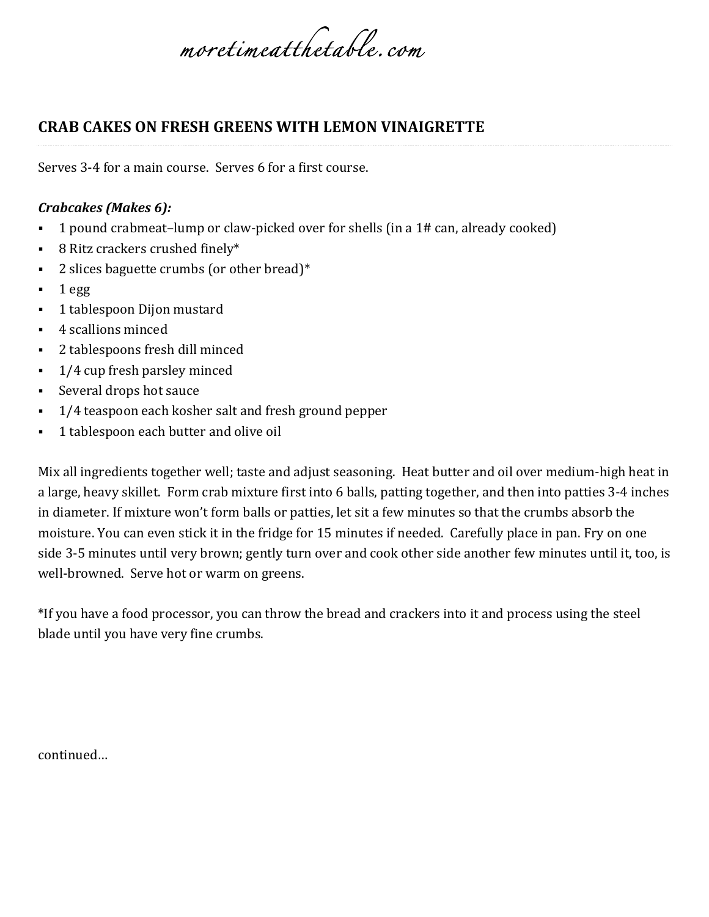moretimeatthetable.com

# CRAB CAKES ON FRESH GREENS WITH LEMON VINAIGRETTE

Serves 3-4 for a main course.  Serves 6 for a first course.

***Crabcakes (Makes 6):***

- 1 pound crabmeat–lump or claw-picked over for shells (in a 1# can, already cooked)
- 8 Ritz crackers crushed finely*
- 2 slices baguette crumbs (or other bread)*
- 1 egg
- 1 tablespoon Dijon mustard
- 4 scallions minced
- 2 tablespoons fresh dill minced
- 1/4 cup fresh parsley minced
- Several drops hot sauce
- 1/4 teaspoon each kosher salt and fresh ground pepper
- 1 tablespoon each butter and olive oil

Mix all ingredients together well; taste and adjust seasoning.  Heat butter and oil over medium-high heat in a large, heavy skillet.  Form crab mixture first into 6 balls, patting together, and then into patties 3-4 inches in diameter. If mixture won't form balls or patties, let sit a few minutes so that the crumbs absorb the moisture. You can even stick it in the fridge for 15 minutes if needed.  Carefully place in pan. Fry on one side 3-5 minutes until very brown; gently turn over and cook other side another few minutes until it, too, is well-browned.  Serve hot or warm on greens.

*If you have a food processor, you can throw the bread and crackers into it and process using the steel blade until you have very fine crumbs.

continued…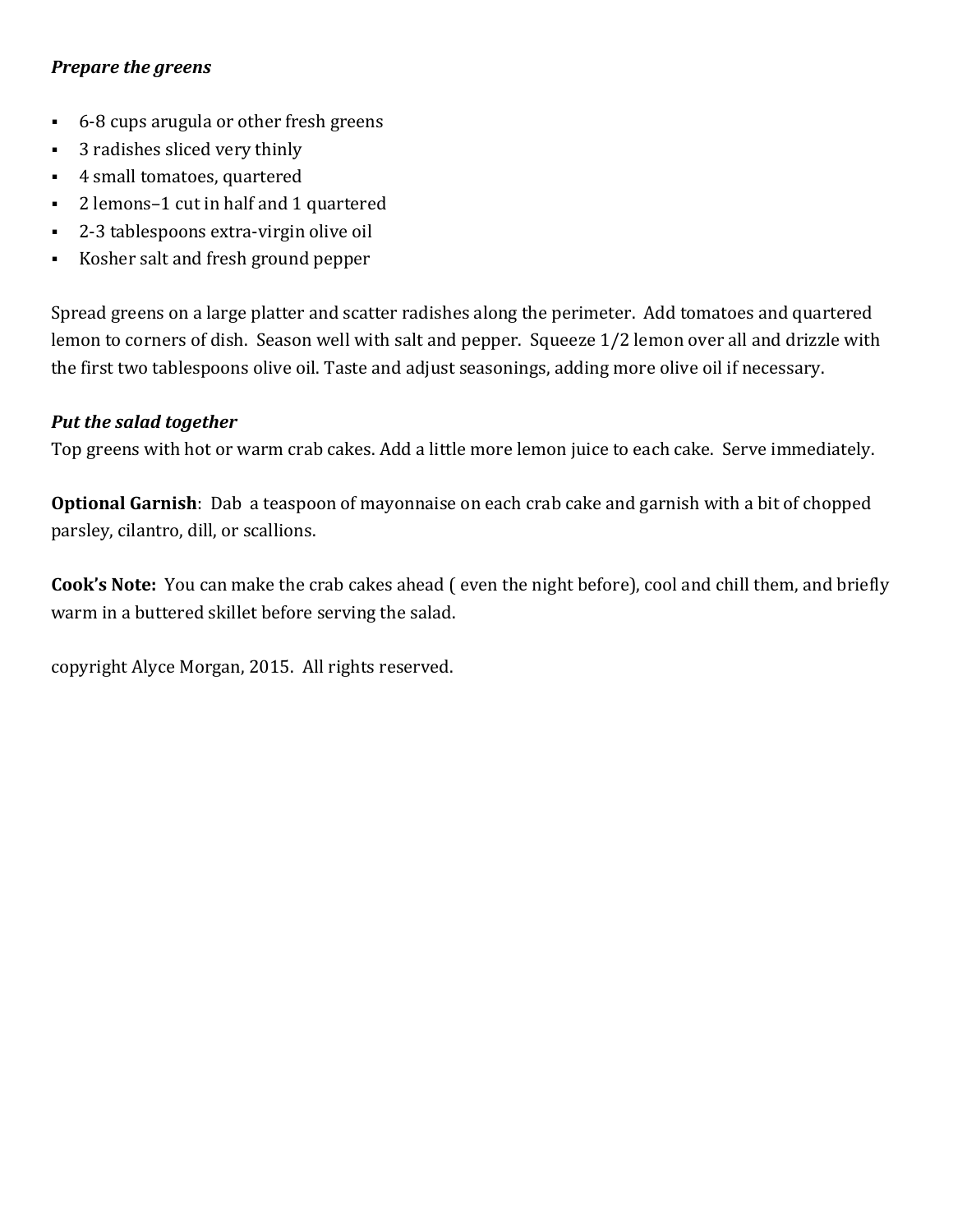***Prepare the greens***

- 6-8 cups arugula or other fresh greens
- 3 radishes sliced very thinly
- 4 small tomatoes, quartered
- 2 lemons–1 cut in half and 1 quartered
- 2-3 tablespoons extra-virgin olive oil
- Kosher salt and fresh ground pepper

Spread greens on a large platter and scatter radishes along the perimeter. Add tomatoes and quartered lemon to corners of dish. Season well with salt and pepper. Squeeze 1/2 lemon over all and drizzle with the first two tablespoons olive oil. Taste and adjust seasonings, adding more olive oil if necessary.

***Put the salad together***

Top greens with hot or warm crab cakes. Add a little more lemon juice to each cake. Serve immediately.

**Optional Garnish**: Dab a teaspoon of mayonnaise on each crab cake and garnish with a bit of chopped parsley, cilantro, dill, or scallions.

**Cook's Note:** You can make the crab cakes ahead ( even the night before), cool and chill them, and briefly warm in a buttered skillet before serving the salad.

copyright Alyce Morgan, 2015. All rights reserved.